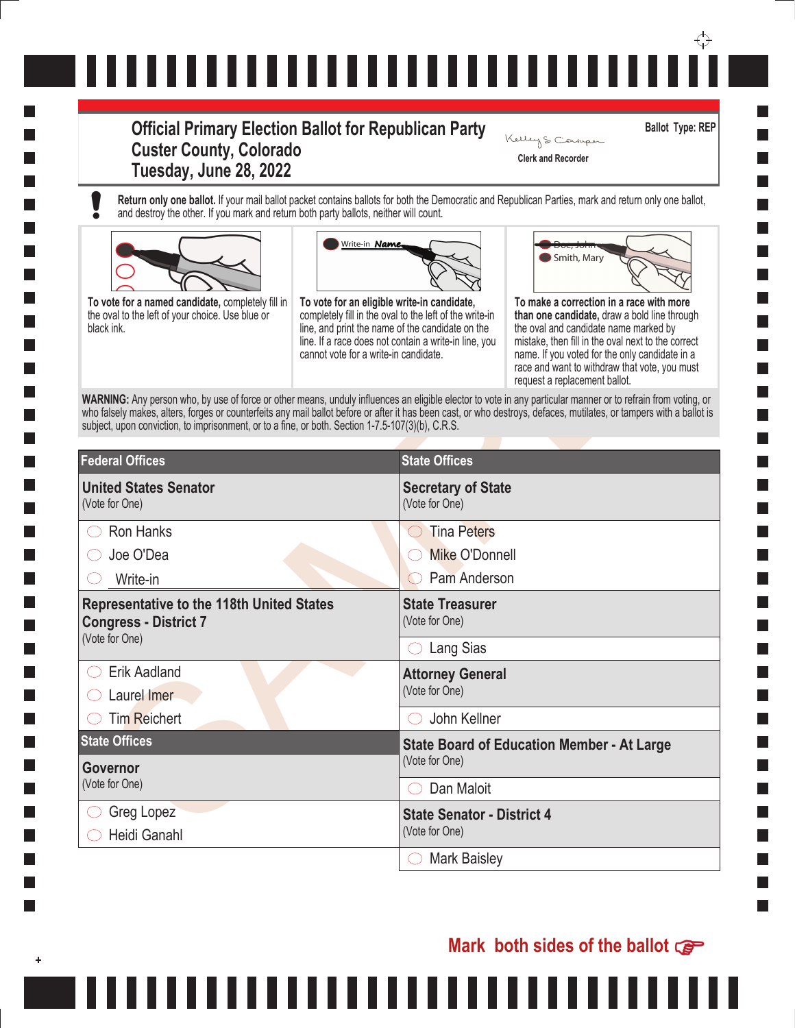# Official Primary Election Ballot for Republican Party
## Custer County, Colorado
## Tuesday, June 28, 2022

Clerk and Recorder

**Ballot Type: REP**

**Return only one ballot.** If your mail ballot packet contains ballots for both the Democratic and Republican Parties, mark and return only one ballot, and destroy the other. If you mark and return both party ballots, neither will count.

**To vote for a named candidate,** completely fill in the oval to the left of your choice. Use blue or black ink.

**To vote for an eligible write-in candidate,** completely fill in the oval to the left of the write-in line, and print the name of the candidate on the line. If a race does not contain a write-in line, you cannot vote for a write-in candidate.

**To make a correction in a race with more than one candidate,** draw a bold line through the oval and candidate name marked by mistake, then fill in the oval next to the correct name. If you voted for the only candidate in a race and want to withdraw that vote, you must request a replacement ballot.

**WARNING:** Any person who, by use of force or other means, unduly influences an eligible elector to vote in any particular manner or to refrain from voting, or who falsely makes, alters, forges or counterfeits any mail ballot before or after it has been cast, or who destroys, defaces, mutilates, or tampers with a ballot is subject, upon conviction, to imprisonment, or to a fine, or both. Section 1-7.5-107(3)(b), C.R.S.

## Federal Offices

### United States Senator
(Vote for One)

- ◯ Ron Hanks
- ◯ Joe O'Dea
- ◯ Write-in ____________

### Representative to the 118th United States Congress - District 7
(Vote for One)

- ◯ Erik Aadland
- ◯ Laurel Imer
- ◯ Tim Reichert

## State Offices

### Governor
(Vote for One)

- ◯ Greg Lopez
- ◯ Heidi Ganahl

## State Offices

### Secretary of State
(Vote for One)

- ◯ Tina Peters
- ◯ Mike O'Donnell
- ◯ Pam Anderson

### State Treasurer
(Vote for One)

- ◯ Lang Sias

### Attorney General
(Vote for One)

- ◯ John Kellner

### State Board of Education Member - At Large
(Vote for One)

- ◯ Dan Maloit

### State Senator - District 4
(Vote for One)

- ◯ Mark Baisley

**Mark both sides of the ballot**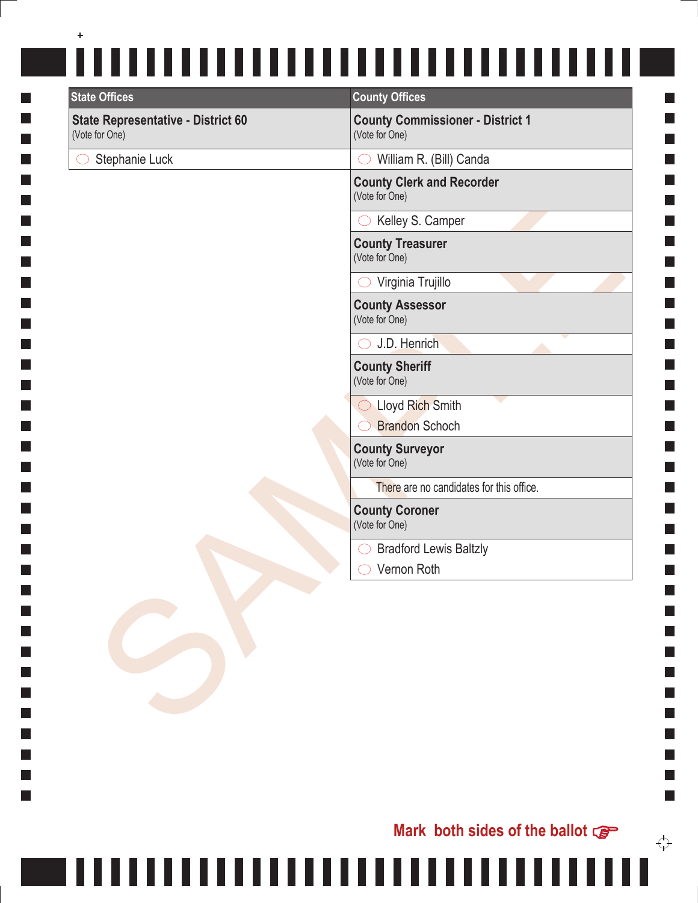## State Offices

### State Representative - District 60
(Vote for One)

- ◯ Stephanie Luck

## County Offices

### County Commissioner - District 1
(Vote for One)

- ◯ William R. (Bill) Canda

### County Clerk and Recorder
(Vote for One)

- ◯ Kelley S. Camper

### County Treasurer
(Vote for One)

- ◯ Virginia Trujillo

### County Assessor
(Vote for One)

- ◯ J.D. Henrich

### County Sheriff
(Vote for One)

- ◯ Lloyd Rich Smith
- ◯ Brandon Schoch

### County Surveyor
(Vote for One)

There are no candidates for this office.

### County Coroner
(Vote for One)

- ◯ Bradford Lewis Baltzly
- ◯ Vernon Roth

SAMPLE

**Mark both sides of the ballot** ☞